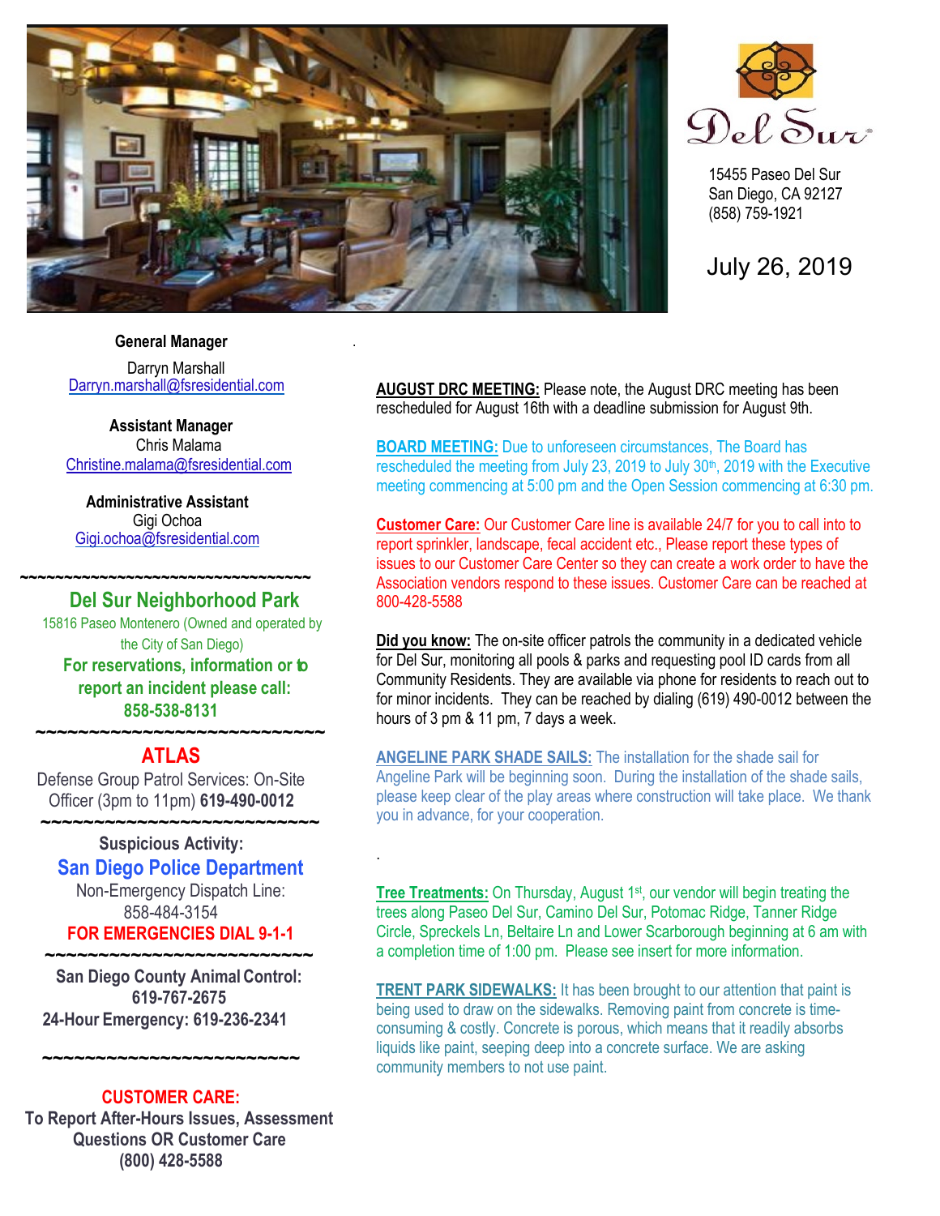# Del Sur

15455 Paseo Del Sur
San Diego, CA 92127
(858) 759-1921

July 26, 2019

**General Manager**
Darryn Marshall
Darryn.marshall@fsresidential.com

**Assistant Manager**
Chris Malama
Christine.malama@fsresidential.com

**Administrative Assistant**
Gigi Ochoa
Gigi.ochoa@fsresidential.com

~~~~~~~~~~~~~~~~~~~~~~~~~~~~~~~~

**Del Sur Neighborhood Park**
15816 Paseo Montenero (Owned and operated by the City of San Diego)
**For reservations, information or to report an incident please call:**
**858-538-8131**

~~~~~~~~~~~~~~~~~~~~~~~~~~~~~

**ATLAS**
Defense Group Patrol Services: On-Site Officer (3pm to 11pm) **619-490-0012**

~~~~~~~~~~~~~~~~~~~~~~~~~~~~

**Suspicious Activity:**
**San Diego Police Department**
Non-Emergency Dispatch Line:
858-484-3154
**FOR EMERGENCIES DIAL 9-1-1**

~~~~~~~~~~~~~~~~~~~~~~~~~~~~

**San Diego County Animal Control:**
**619-767-2675**
**24-Hour Emergency: 619-236-2341**

~~~~~~~~~~~~~~~~~~~~~~~~~~

**CUSTOMER CARE:**
**To Report After-Hours Issues, Assessment Questions OR Customer Care**
**(800) 428-5588**

**AUGUST DRC MEETING:** Please note, the August DRC meeting has been rescheduled for August 16th with a deadline submission for August 9th.

**BOARD MEETING:** Due to unforeseen circumstances, The Board has rescheduled the meeting from July 23, 2019 to July 30th, 2019 with the Executive meeting commencing at 5:00 pm and the Open Session commencing at 6:30 pm.

**Customer Care:** Our Customer Care line is available 24/7 for you to call into to report sprinkler, landscape, fecal accident etc., Please report these types of issues to our Customer Care Center so they can create a work order to have the Association vendors respond to these issues. Customer Care can be reached at 800-428-5588

**Did you know:** The on-site officer patrols the community in a dedicated vehicle for Del Sur, monitoring all pools & parks and requesting pool ID cards from all Community Residents. They are available via phone for residents to reach out to for minor incidents. They can be reached by dialing (619) 490-0012 between the hours of 3 pm & 11 pm, 7 days a week.

**ANGELINE PARK SHADE SAILS:** The installation for the shade sail for Angeline Park will be beginning soon. During the installation of the shade sails, please keep clear of the play areas where construction will take place. We thank you in advance, for your cooperation.

**Tree Treatments:** On Thursday, August 1st, our vendor will begin treating the trees along Paseo Del Sur, Camino Del Sur, Potomac Ridge, Tanner Ridge Circle, Spreckels Ln, Beltaire Ln and Lower Scarborough beginning at 6 am with a completion time of 1:00 pm. Please see insert for more information.

**TRENT PARK SIDEWALKS:** It has been brought to our attention that paint is being used to draw on the sidewalks. Removing paint from concrete is time-consuming & costly. Concrete is porous, which means that it readily absorbs liquids like paint, seeping deep into a concrete surface. We are asking community members to not use paint.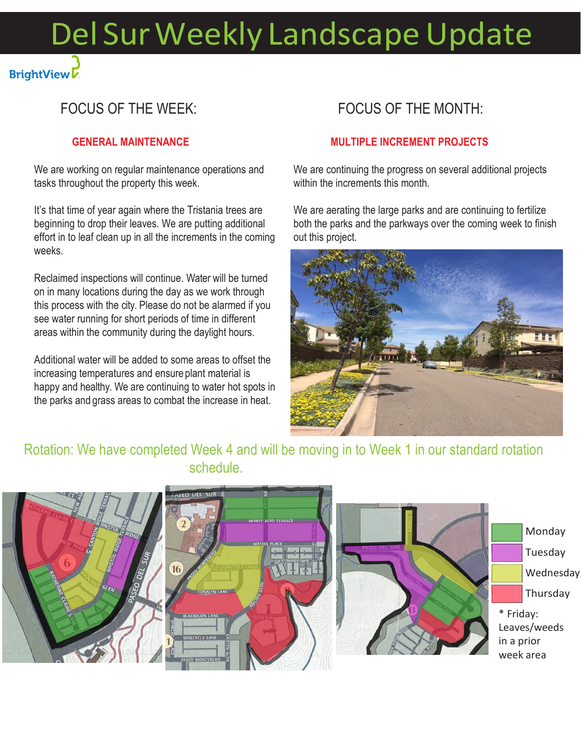# Del Sur Weekly Landscape Update

BrightView

## FOCUS OF THE WEEK:

### GENERAL MAINTENANCE

We are working on regular maintenance operations and tasks throughout the property this week.

It's that time of year again where the Tristania trees are beginning to drop their leaves. We are putting additional effort in to leaf clean up in all the increments in the coming weeks.

Reclaimed inspections will continue. Water will be turned on in many locations during the day as we work through this process with the city. Please do not be alarmed if you see water running for short periods of time in different areas within the community during the daylight hours.

Additional water will be added to some areas to offset the increasing temperatures and ensure plant material is happy and healthy. We are continuing to water hot spots in the parks and grass areas to combat the increase in heat.

## FOCUS OF THE MONTH:

### MULTIPLE INCREMENT PROJECTS

We are continuing the progress on several additional projects within the increments this month.

We are aerating the large parks and are continuing to fertilize both the parks and the parkways over the coming week to finish out this project.

Rotation: We have completed Week 4 and will be moving in to Week 1 in our standard rotation schedule.

- Monday
- Tuesday
- Wednesday
- Thursday

\* Friday: Leaves/weeds in a prior week area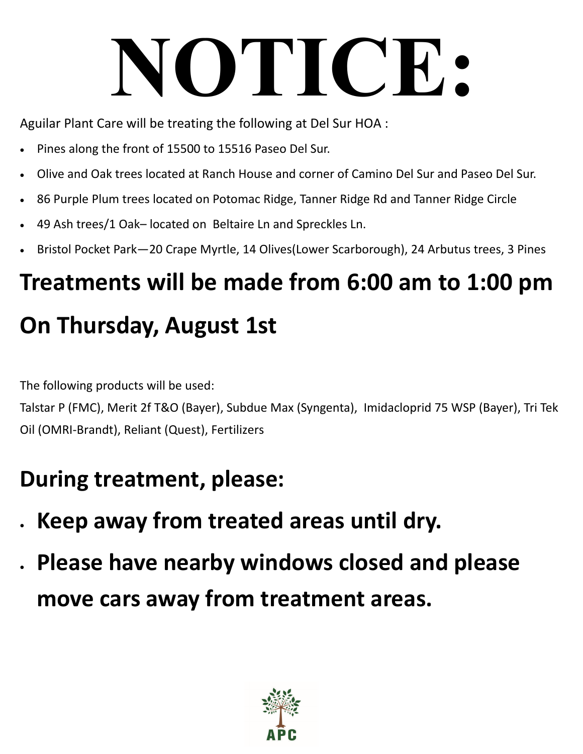# NOTICE:

Aguilar Plant Care will be treating the following at Del Sur HOA :

- Pines along the front of 15500 to 15516 Paseo Del Sur.
- Olive and Oak trees located at Ranch House and corner of Camino Del Sur and Paseo Del Sur.
- 86 Purple Plum trees located on Potomac Ridge, Tanner Ridge Rd and Tanner Ridge Circle
- 49 Ash trees/1 Oak– located on Beltaire Ln and Spreckles Ln.
- Bristol Pocket Park—20 Crape Myrtle, 14 Olives(Lower Scarborough), 24 Arbutus trees, 3 Pines

## Treatments will be made from 6:00 am to 1:00 pm

## On Thursday, August 1st

The following products will be used:
Talstar P (FMC), Merit 2f T&O (Bayer), Subdue Max (Syngenta), Imidacloprid 75 WSP (Bayer), Tri Tek Oil (OMRI-Brandt), Reliant (Quest), Fertilizers

## During treatment, please:

- **Keep away from treated areas until dry.**
- **Please have nearby windows closed and please move cars away from treatment areas.**

APC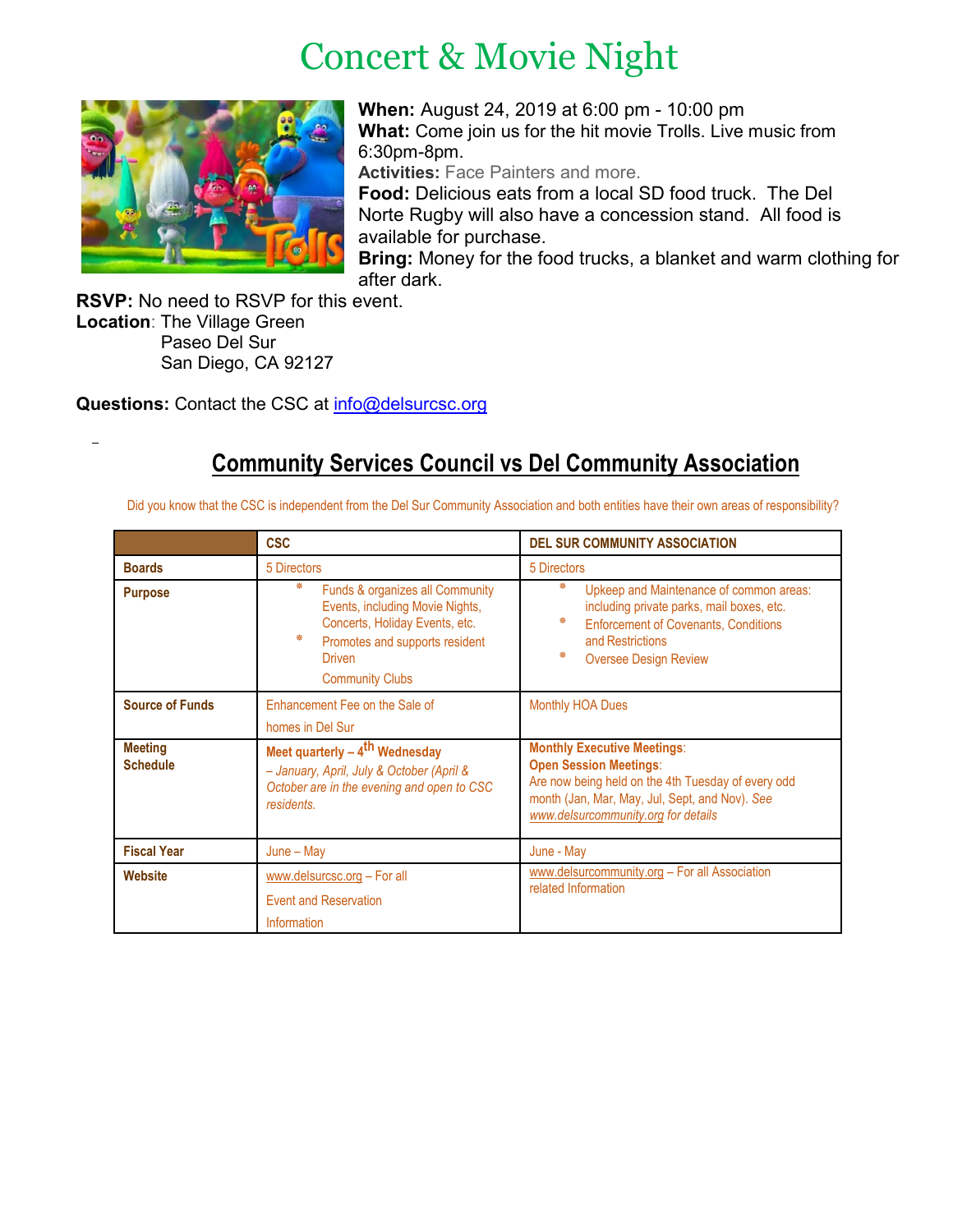# Concert & Movie Night

**When:** August 24, 2019 at 6:00 pm - 10:00 pm
**What:** Come join us for the hit movie Trolls. Live music from 6:30pm-8pm.
**Activities:** Face Painters and more.
**Food:** Delicious eats from a local SD food truck. The Del Norte Rugby will also have a concession stand. All food is available for purchase.
**Bring:** Money for the food trucks, a blanket and warm clothing for after dark.
**RSVP:** No need to RSVP for this event.
**Location**: The Village Green
Paseo Del Sur
San Diego, CA 92127

**Questions:** Contact the CSC at info@delsurcsc.org

## Community Services Council vs Del Community Association

Did you know that the CSC is independent from the Del Sur Community Association and both entities have their own areas of responsibility?

| | CSC | DEL SUR COMMUNITY ASSOCIATION |
|---|---|---|
| **Boards** | 5 Directors | 5 Directors |
| **Purpose** | * Funds & organizes all Community Events, including Movie Nights, Concerts, Holiday Events, etc.<br>* Promotes and supports resident Driven Community Clubs | * Upkeep and Maintenance of common areas: including private parks, mail boxes, etc.<br>* Enforcement of Covenants, Conditions and Restrictions<br>* Oversee Design Review |
| **Source of Funds** | Enhancement Fee on the Sale of homes in Del Sur | Monthly HOA Dues |
| **Meeting Schedule** | **Meet quarterly – 4th Wednesday** *– January, April, July & October (April & October are in the evening and open to CSC residents.* | **Monthly Executive Meetings**:<br>**Open Session Meetings**:<br>Are now being held on the 4th Tuesday of every odd month (Jan, Mar, May, Jul, Sept, and Nov). *See www.delsurcommunity.org for details* |
| **Fiscal Year** | June – May | June - May |
| **Website** | www.delsurcsc.org – For all Event and Reservation Information | www.delsurcommunity.org – For all Association related Information |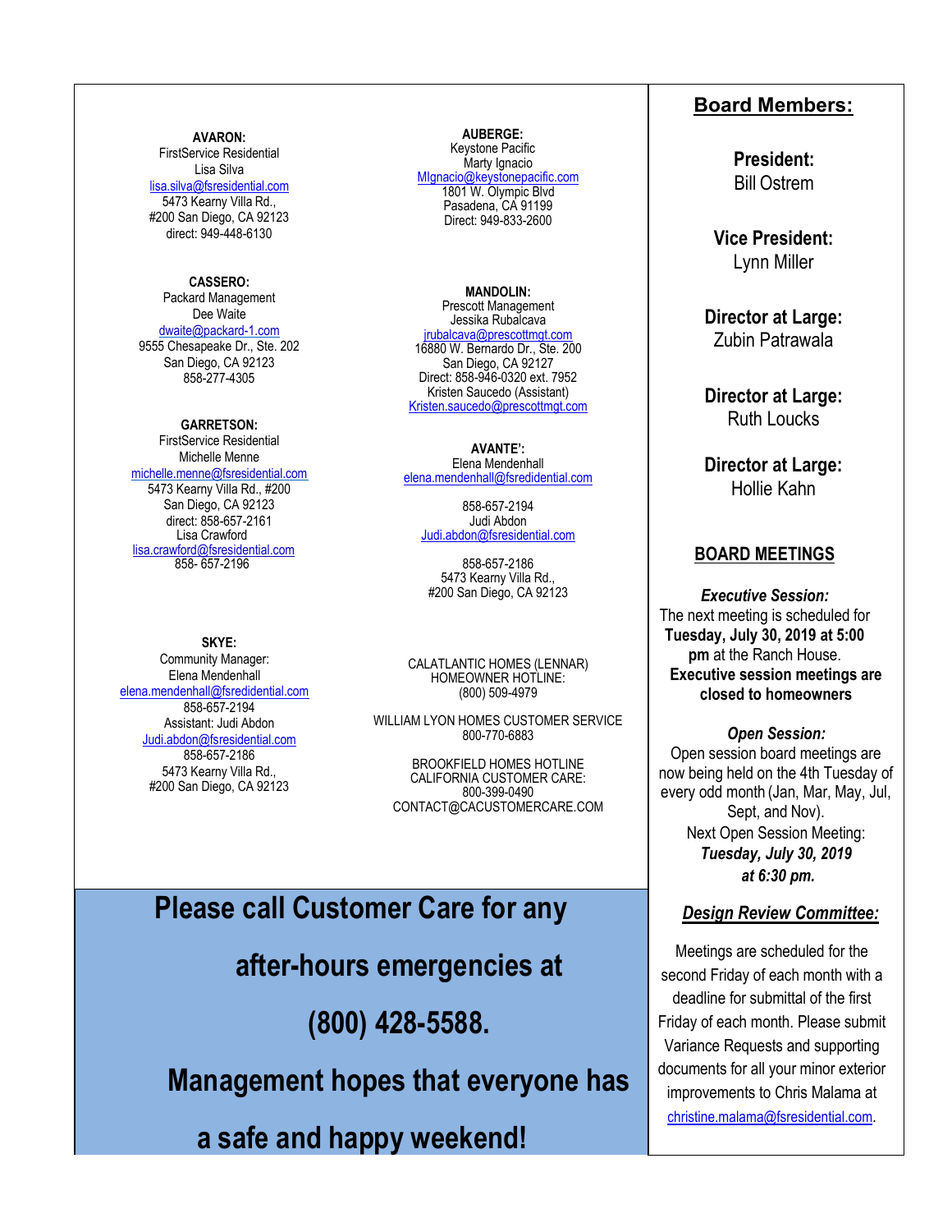**AVARON:**
FirstService Residential
Lisa Silva
lisa.silva@fsresidential.com
5473 Kearny Villa Rd.,
#200 San Diego, CA 92123
direct: 949-448-6130

**AUBERGE:**
Keystone Pacific
Marty Ignacio
MIgnacio@keystonepacific.com
1801 W. Olympic Blvd
Pasadena, CA 91199
Direct: 949-833-2600

**CASSERO:**
Packard Management
Dee Waite
dwaite@packard-1.com
9555 Chesapeake Dr., Ste. 202
San Diego, CA 92123
858-277-4305

**MANDOLIN:**
Prescott Management
Jessika Rubalcava
jrubalcava@prescottmgt.com
16880 W. Bernardo Dr., Ste. 200
San Diego, CA 92127
Direct: 858-946-0320 ext. 7952
Kristen Saucedo (Assistant)
Kristen.saucedo@prescottmgt.com

**GARRETSON:**
FirstService Residential
Michelle Menne
michelle.menne@fsresidential.com
5473 Kearny Villa Rd., #200
San Diego, CA 92123
direct: 858-657-2161
Lisa Crawford
lisa.crawford@fsresidential.com
858- 657-2196

**AVANTE':**
Elena Mendenhall
elena.mendenhall@fsredidential.com

858-657-2194
Judi Abdon
Judi.abdon@fsresidential.com

858-657-2186
5473 Kearny Villa Rd.,
#200 San Diego, CA 92123

**SKYE:**
Community Manager:
Elena Mendenhall
elena.mendenhall@fsredidential.com
858-657-2194
Assistant: Judi Abdon
Judi.abdon@fsresidential.com
858-657-2186
5473 Kearny Villa Rd.,
#200 San Diego, CA 92123

CALATLANTIC HOMES (LENNAR)
HOMEOWNER HOTLINE:
(800) 509-4979

WILLIAM LYON HOMES CUSTOMER SERVICE
800-770-6883

BROOKFIELD HOMES HOTLINE
CALIFORNIA CUSTOMER CARE:
800-399-0490
CONTACT@CACUSTOMERCARE.COM

**Please call Customer Care for any after-hours emergencies at (800) 428-5588.**

**Management hopes that everyone has a safe and happy weekend!**

## Board Members:

**President:**
Bill Ostrem

**Vice President:**
Lynn Miller

**Director at Large:**
Zubin Patrawala

**Director at Large:**
Ruth Loucks

**Director at Large:**
Hollie Kahn

## BOARD MEETINGS

***Executive Session:***
The next meeting is scheduled for **Tuesday, July 30, 2019 at 5:00 pm** at the Ranch House. **Executive session meetings are closed to homeowners**

***Open Session:***
Open session board meetings are now being held on the 4th Tuesday of every odd month (Jan, Mar, May, Jul, Sept, and Nov).
Next Open Session Meeting:
***Tuesday, July 30, 2019 at 6:30 pm.***

## *Design Review Committee:*

Meetings are scheduled for the second Friday of each month with a deadline for submittal of the first Friday of each month. Please submit Variance Requests and supporting documents for all your minor exterior improvements to Chris Malama at christine.malama@fsresidential.com.